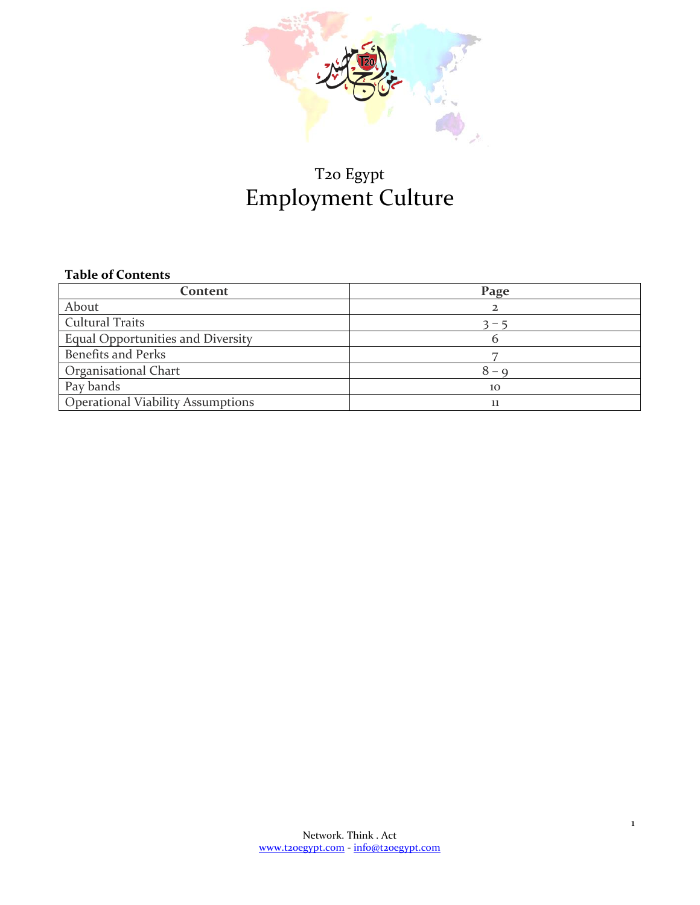# T20 Egypt
# Employment Culture

**Table of Contents**

| Content | Page |
|---|---|
| About | 2 |
| Cultural Traits | 3 – 5 |
| Equal Opportunities and Diversity | 6 |
| Benefits and Perks | 7 |
| Organisational Chart | 8 – 9 |
| Pay bands | 10 |
| Operational Viability Assumptions | 11 |

Network. Think . Act
www.t20egypt.com - info@t20egypt.com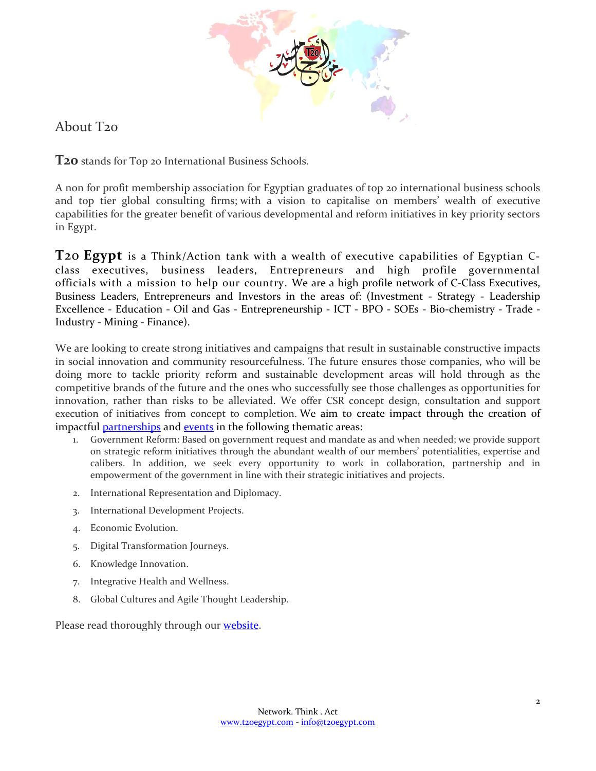# About T20

**T20** stands for Top 20 International Business Schools.

A non for profit membership association for Egyptian graduates of top 20 international business schools and top tier global consulting firms; with a vision to capitalise on members' wealth of executive capabilities for the greater benefit of various developmental and reform initiatives in key priority sectors in Egypt.

**T20 Egypt** is a Think/Action tank with a wealth of executive capabilities of Egyptian C-class executives, business leaders, Entrepreneurs and high profile governmental officials with a mission to help our country. We are a high profile network of C-Class Executives, Business Leaders, Entrepreneurs and Investors in the areas of: (Investment - Strategy - Leadership Excellence - Education - Oil and Gas - Entrepreneurship - ICT - BPO - SOEs - Bio-chemistry - Trade - Industry - Mining - Finance).

We are looking to create strong initiatives and campaigns that result in sustainable constructive impacts in social innovation and community resourcefulness. The future ensures those companies, who will be doing more to tackle priority reform and sustainable development areas will hold through as the competitive brands of the future and the ones who successfully see those challenges as opportunities for innovation, rather than risks to be alleviated. We offer CSR concept design, consultation and support execution of initiatives from concept to completion. We aim to create impact through the creation of impactful partnerships and events in the following thematic areas:

1. Government Reform: Based on government request and mandate as and when needed; we provide support on strategic reform initiatives through the abundant wealth of our members' potentialities, expertise and calibers. In addition, we seek every opportunity to work in collaboration, partnership and in empowerment of the government in line with their strategic initiatives and projects.
2. International Representation and Diplomacy.
3. International Development Projects.
4. Economic Evolution.
5. Digital Transformation Journeys.
6. Knowledge Innovation.
7. Integrative Health and Wellness.
8. Global Cultures and Agile Thought Leadership.

Please read thoroughly through our website.

Network. Think . Act
www.t20egypt.com - info@t20egypt.com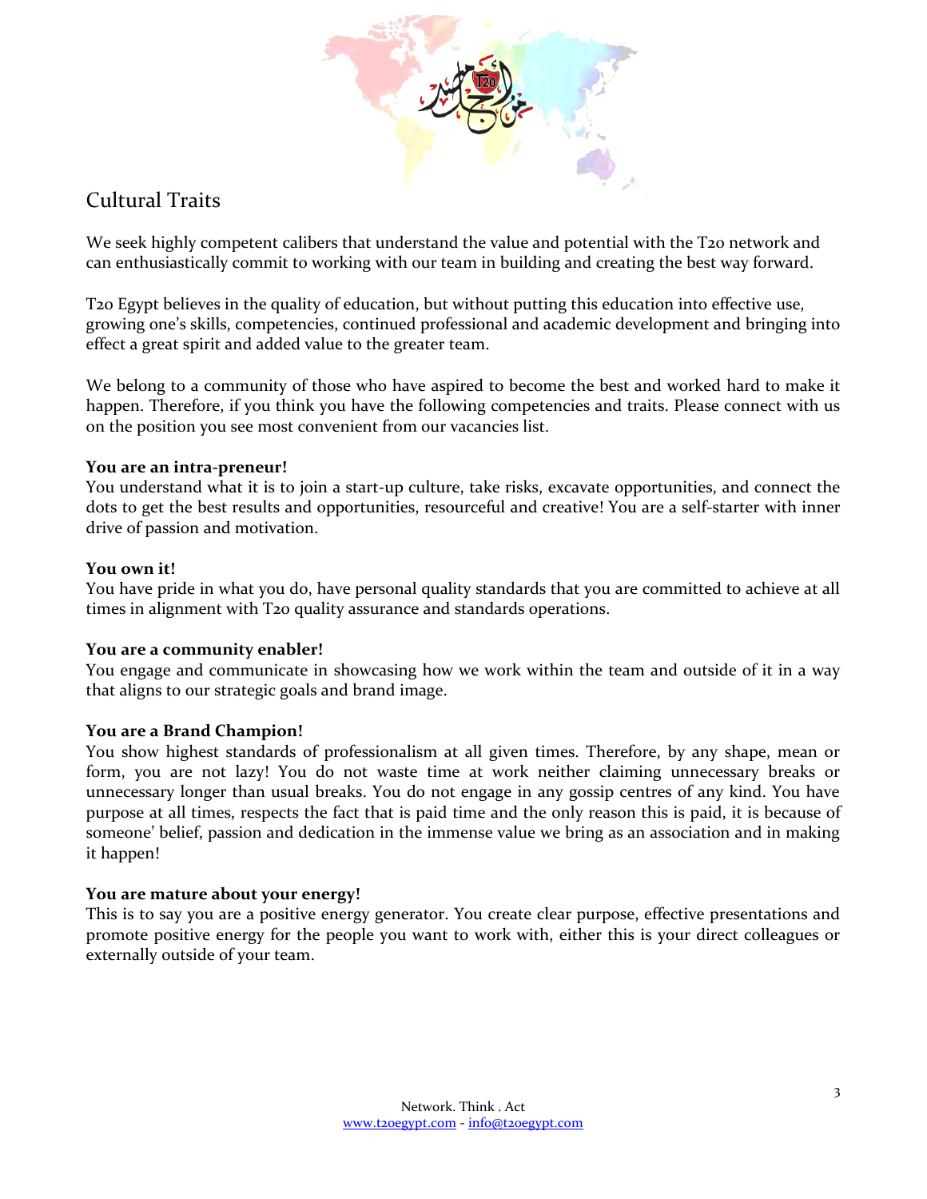## Cultural Traits

We seek highly competent calibers that understand the value and potential with the T20 network and can enthusiastically commit to working with our team in building and creating the best way forward.

T20 Egypt believes in the quality of education, but without putting this education into effective use, growing one's skills, competencies, continued professional and academic development and bringing into effect a great spirit and added value to the greater team.

We belong to a community of those who have aspired to become the best and worked hard to make it happen. Therefore, if you think you have the following competencies and traits. Please connect with us on the position you see most convenient from our vacancies list.

**You are an intra-preneur!**
You understand what it is to join a start-up culture, take risks, excavate opportunities, and connect the dots to get the best results and opportunities, resourceful and creative! You are a self-starter with inner drive of passion and motivation.

**You own it!**
You have pride in what you do, have personal quality standards that you are committed to achieve at all times in alignment with T20 quality assurance and standards operations.

**You are a community enabler!**
You engage and communicate in showcasing how we work within the team and outside of it in a way that aligns to our strategic goals and brand image.

**You are a Brand Champion!**
You show highest standards of professionalism at all given times. Therefore, by any shape, mean or form, you are not lazy! You do not waste time at work neither claiming unnecessary breaks or unnecessary longer than usual breaks. You do not engage in any gossip centres of any kind. You have purpose at all times, respects the fact that is paid time and the only reason this is paid, it is because of someone' belief, passion and dedication in the immense value we bring as an association and in making it happen!

**You are mature about your energy!**
This is to say you are a positive energy generator. You create clear purpose, effective presentations and promote positive energy for the people you want to work with, either this is your direct colleagues or externally outside of your team.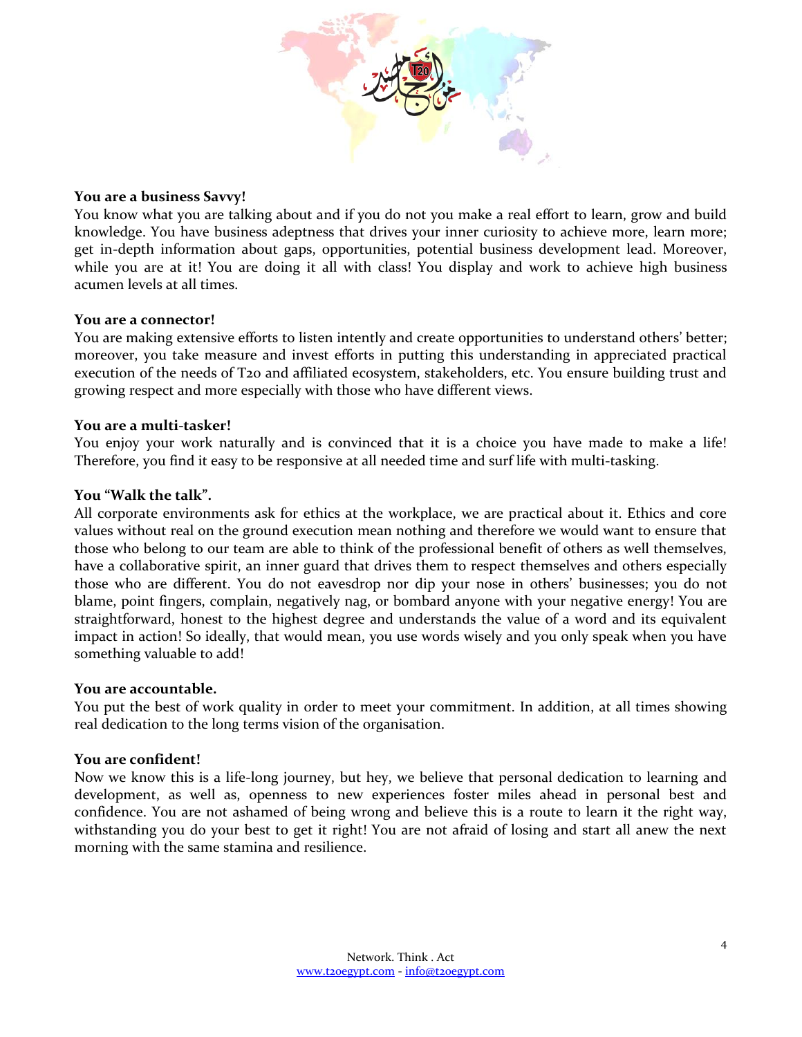**You are a business Savvy!**

You know what you are talking about and if you do not you make a real effort to learn, grow and build knowledge. You have business adeptness that drives your inner curiosity to achieve more, learn more; get in-depth information about gaps, opportunities, potential business development lead. Moreover, while you are at it! You are doing it all with class! You display and work to achieve high business acumen levels at all times.

**You are a connector!**

You are making extensive efforts to listen intently and create opportunities to understand others' better; moreover, you take measure and invest efforts in putting this understanding in appreciated practical execution of the needs of T20 and affiliated ecosystem, stakeholders, etc. You ensure building trust and growing respect and more especially with those who have different views.

**You are a multi-tasker!**

You enjoy your work naturally and is convinced that it is a choice you have made to make a life! Therefore, you find it easy to be responsive at all needed time and surf life with multi-tasking.

**You "Walk the talk".**

All corporate environments ask for ethics at the workplace, we are practical about it. Ethics and core values without real on the ground execution mean nothing and therefore we would want to ensure that those who belong to our team are able to think of the professional benefit of others as well themselves, have a collaborative spirit, an inner guard that drives them to respect themselves and others especially those who are different. You do not eavesdrop nor dip your nose in others' businesses; you do not blame, point fingers, complain, negatively nag, or bombard anyone with your negative energy! You are straightforward, honest to the highest degree and understands the value of a word and its equivalent impact in action! So ideally, that would mean, you use words wisely and you only speak when you have something valuable to add!

**You are accountable.**

You put the best of work quality in order to meet your commitment. In addition, at all times showing real dedication to the long terms vision of the organisation.

**You are confident!**

Now we know this is a life-long journey, but hey, we believe that personal dedication to learning and development, as well as, openness to new experiences foster miles ahead in personal best and confidence. You are not ashamed of being wrong and believe this is a route to learn it the right way, withstanding you do your best to get it right! You are not afraid of losing and start all anew the next morning with the same stamina and resilience.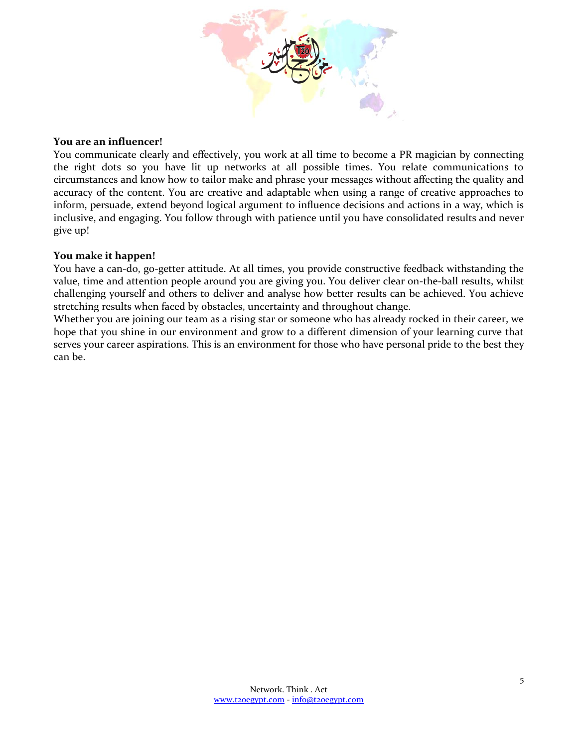**You are an influencer!**

You communicate clearly and effectively, you work at all time to become a PR magician by connecting the right dots so you have lit up networks at all possible times. You relate communications to circumstances and know how to tailor make and phrase your messages without affecting the quality and accuracy of the content. You are creative and adaptable when using a range of creative approaches to inform, persuade, extend beyond logical argument to influence decisions and actions in a way, which is inclusive, and engaging. You follow through with patience until you have consolidated results and never give up!

**You make it happen!**

You have a can-do, go-getter attitude. At all times, you provide constructive feedback withstanding the value, time and attention people around you are giving you. You deliver clear on-the-ball results, whilst challenging yourself and others to deliver and analyse how better results can be achieved. You achieve stretching results when faced by obstacles, uncertainty and throughout change.

Whether you are joining our team as a rising star or someone who has already rocked in their career, we hope that you shine in our environment and grow to a different dimension of your learning curve that serves your career aspirations. This is an environment for those who have personal pride to the best they can be.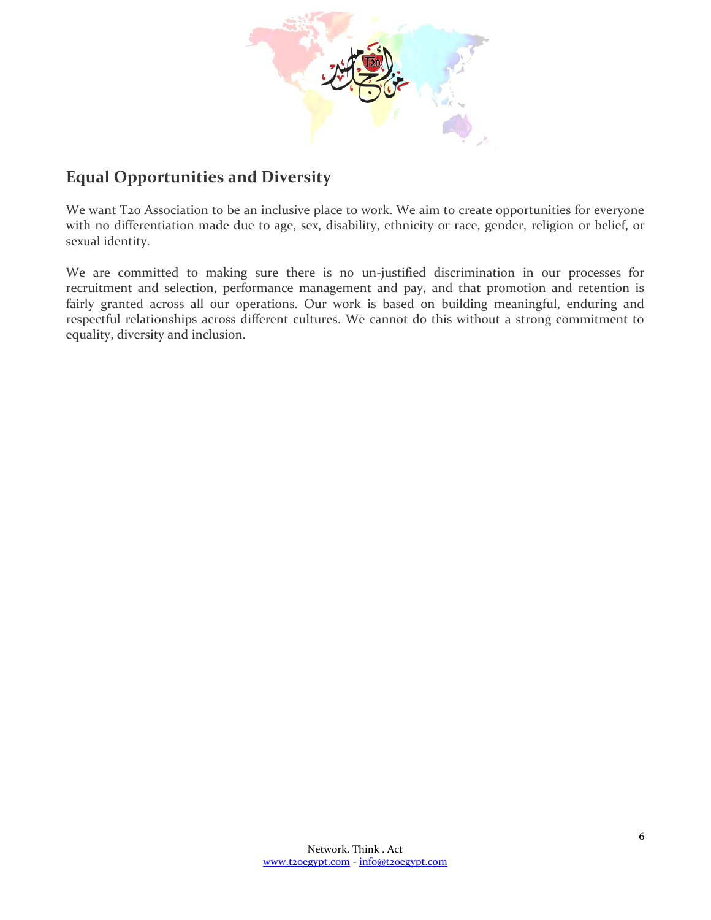## Equal Opportunities and Diversity

We want T20 Association to be an inclusive place to work. We aim to create opportunities for everyone with no differentiation made due to age, sex, disability, ethnicity or race, gender, religion or belief, or sexual identity.

We are committed to making sure there is no un-justified discrimination in our processes for recruitment and selection, performance management and pay, and that promotion and retention is fairly granted across all our operations. Our work is based on building meaningful, enduring and respectful relationships across different cultures. We cannot do this without a strong commitment to equality, diversity and inclusion.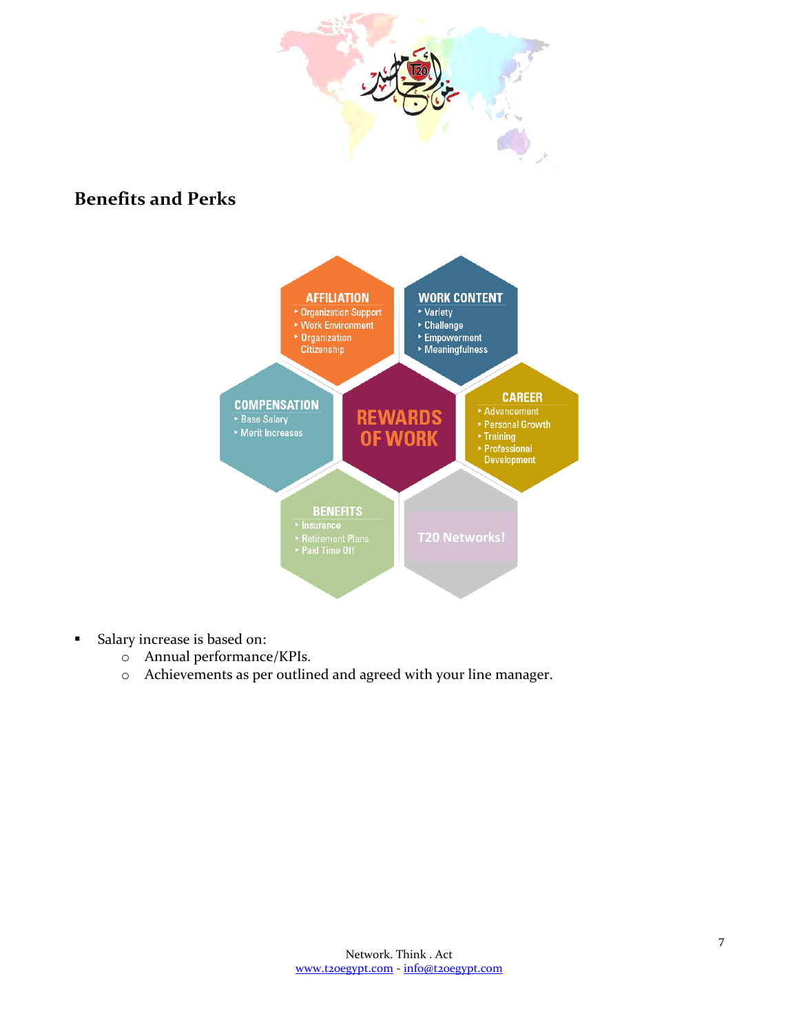## Benefits and Perks

**AFFILIATION**
- Organization Support
- Work Environment
- Organization Citizenship

**WORK CONTENT**
- Variety
- Challenge
- Empowerment
- Meaningfulness

**COMPENSATION**
- Base Salary
- Merit Increases

**REWARDS OF WORK**

**CAREER**
- Advancement
- Personal Growth
- Training
- Professional Development

**BENEFITS**
- Insurance
- Retirement Plans
- Paid Time Off

**T20 Networks!**

- Salary increase is based on:
  - Annual performance/KPIs.
  - Achievements as per outlined and agreed with your line manager.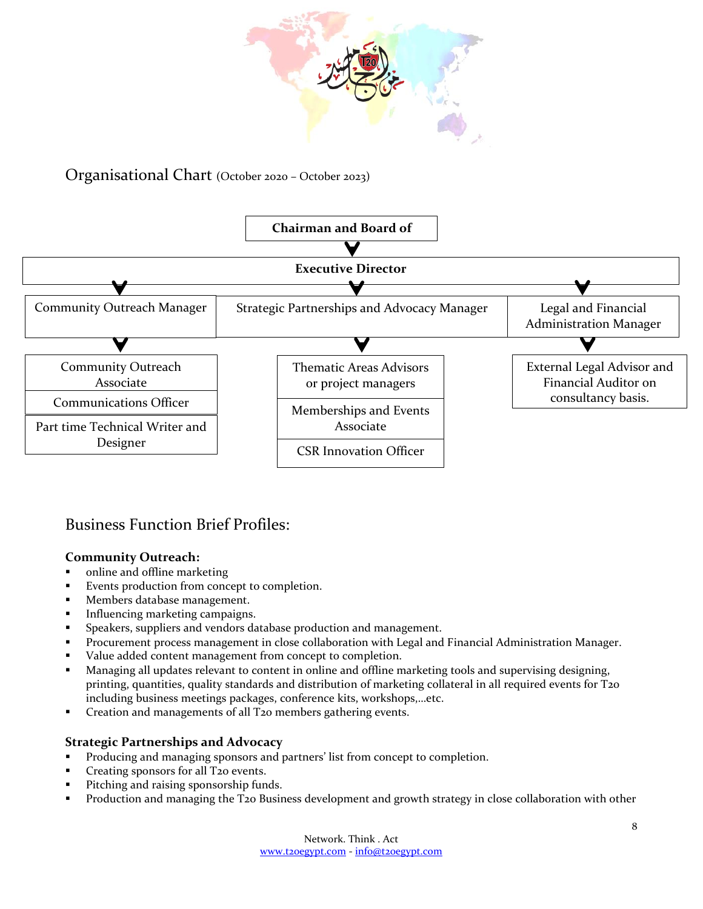## Organisational Chart (October 2020 – October 2023)

**Chairman and Board of**

**Executive Director**

| Community Outreach Manager | Strategic Partnerships and Advocacy Manager | Legal and Financial Administration Manager |
|---|---|---|
| Community Outreach Associate | Thematic Areas Advisors or project managers | External Legal Advisor and Financial Auditor on consultancy basis. |
| Communications Officer | Memberships and Events Associate | |
| Part time Technical Writer and Designer | CSR Innovation Officer | |

## Business Function Brief Profiles:

**Community Outreach:**

- online and offline marketing
- Events production from concept to completion.
- Members database management.
- Influencing marketing campaigns.
- Speakers, suppliers and vendors database production and management.
- Procurement process management in close collaboration with Legal and Financial Administration Manager.
- Value added content management from concept to completion.
- Managing all updates relevant to content in online and offline marketing tools and supervising designing, printing, quantities, quality standards and distribution of marketing collateral in all required events for T20 including business meetings packages, conference kits, workshops,...etc.
- Creation and managements of all T20 members gathering events.

**Strategic Partnerships and Advocacy**

- Producing and managing sponsors and partners' list from concept to completion.
- Creating sponsors for all T20 events.
- Pitching and raising sponsorship funds.
- Production and managing the T20 Business development and growth strategy in close collaboration with other

Network. Think . Act
www.t20egypt.com - info@t20egypt.com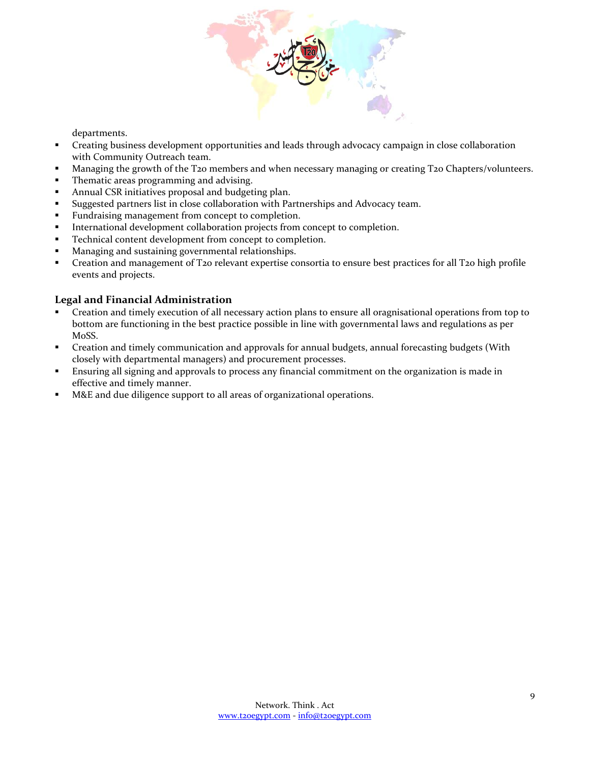departments.

- Creating business development opportunities and leads through advocacy campaign in close collaboration with Community Outreach team.
- Managing the growth of the T20 members and when necessary managing or creating T20 Chapters/volunteers.
- Thematic areas programming and advising.
- Annual CSR initiatives proposal and budgeting plan.
- Suggested partners list in close collaboration with Partnerships and Advocacy team.
- Fundraising management from concept to completion.
- International development collaboration projects from concept to completion.
- Technical content development from concept to completion.
- Managing and sustaining governmental relationships.
- Creation and management of T20 relevant expertise consortia to ensure best practices for all T20 high profile events and projects.

### Legal and Financial Administration

- Creation and timely execution of all necessary action plans to ensure all oragnisational operations from top to bottom are functioning in the best practice possible in line with governmental laws and regulations as per MoSS.
- Creation and timely communication and approvals for annual budgets, annual forecasting budgets (With closely with departmental managers) and procurement processes.
- Ensuring all signing and approvals to process any financial commitment on the organization is made in effective and timely manner.
- M&E and due diligence support to all areas of organizational operations.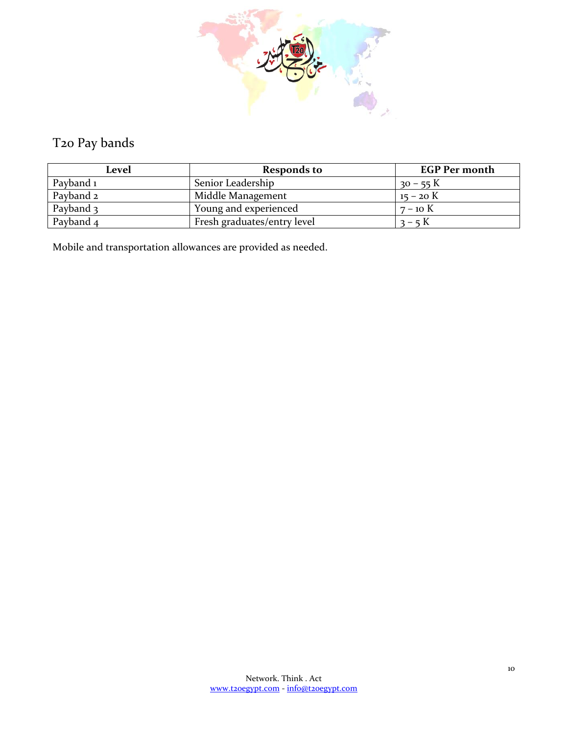## T20 Pay bands

| Level | Responds to | EGP Per month |
|---|---|---|
| Payband 1 | Senior Leadership | 30 – 55 K |
| Payband 2 | Middle Management | 15 – 20 K |
| Payband 3 | Young and experienced | 7 – 10 K |
| Payband 4 | Fresh graduates/entry level | 3 – 5 K |

Mobile and transportation allowances are provided as needed.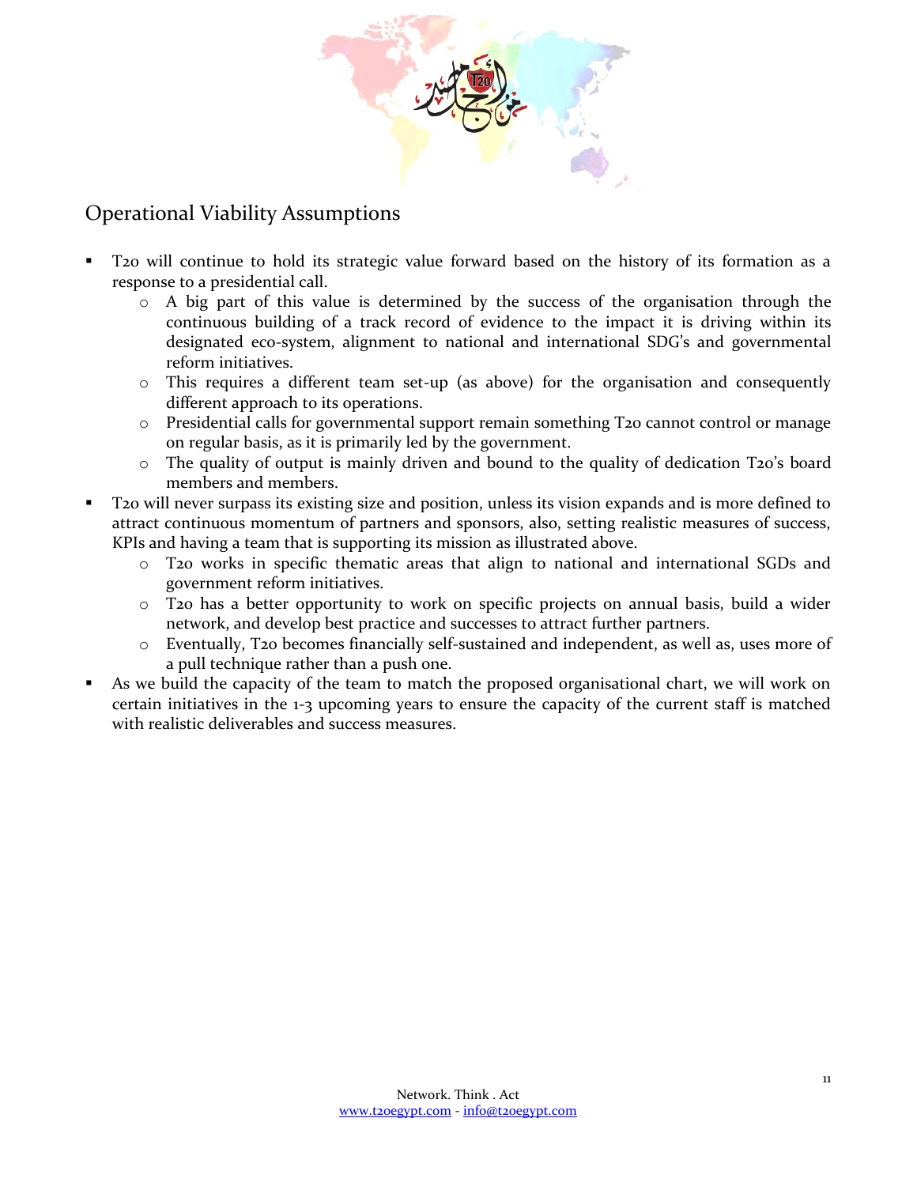## Operational Viability Assumptions

- T20 will continue to hold its strategic value forward based on the history of its formation as a response to a presidential call.
  - A big part of this value is determined by the success of the organisation through the continuous building of a track record of evidence to the impact it is driving within its designated eco-system, alignment to national and international SDG's and governmental reform initiatives.
  - This requires a different team set-up (as above) for the organisation and consequently different approach to its operations.
  - Presidential calls for governmental support remain something T20 cannot control or manage on regular basis, as it is primarily led by the government.
  - The quality of output is mainly driven and bound to the quality of dedication T20's board members and members.
- T20 will never surpass its existing size and position, unless its vision expands and is more defined to attract continuous momentum of partners and sponsors, also, setting realistic measures of success, KPIs and having a team that is supporting its mission as illustrated above.
  - T20 works in specific thematic areas that align to national and international SGDs and government reform initiatives.
  - T20 has a better opportunity to work on specific projects on annual basis, build a wider network, and develop best practice and successes to attract further partners.
  - Eventually, T20 becomes financially self-sustained and independent, as well as, uses more of a pull technique rather than a push one.
- As we build the capacity of the team to match the proposed organisational chart, we will work on certain initiatives in the 1-3 upcoming years to ensure the capacity of the current staff is matched with realistic deliverables and success measures.

Network. Think . Act
www.t20egypt.com - info@t20egypt.com